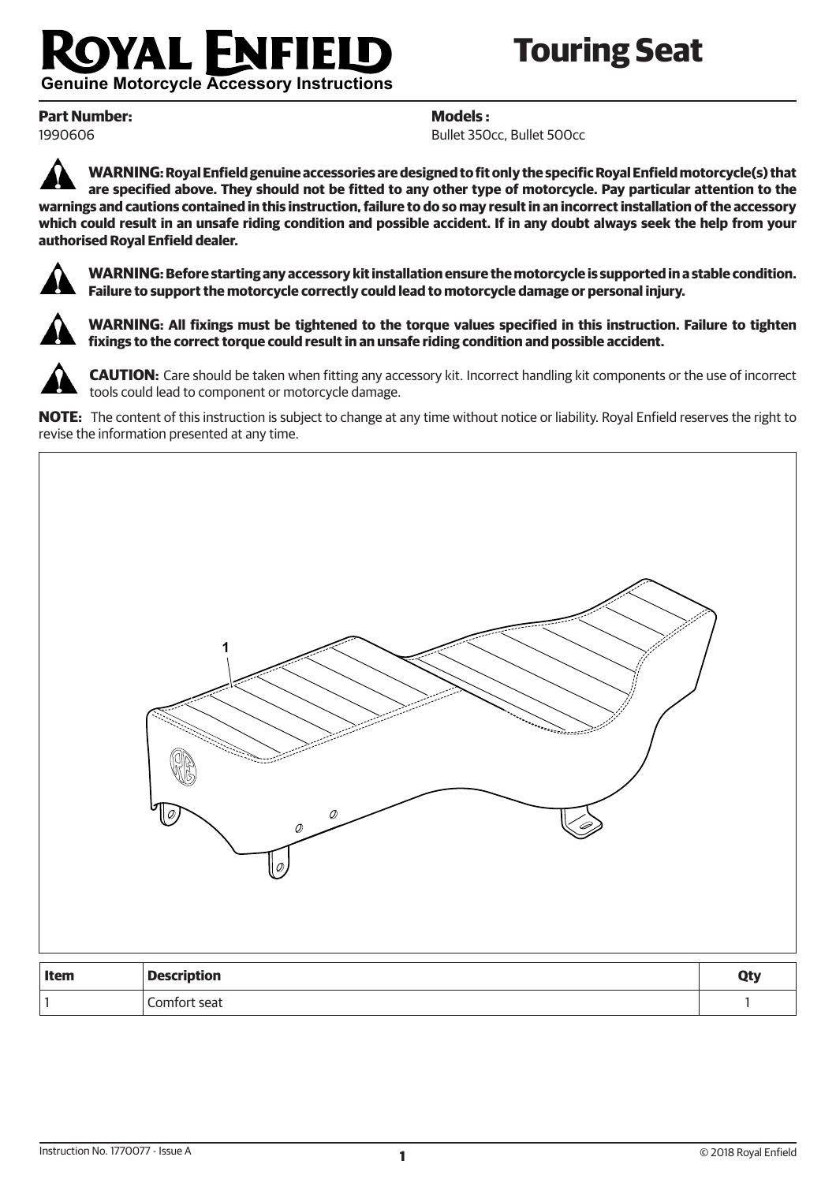# ROYAL ENFIELD

**Genuine Motorcycle Accessory Instructions**

# Touring Seat

**Part Number:**
1990606

**Models :**
Bullet 350cc, Bullet 500cc

**WARNING: Royal Enfield genuine accessories are designed to fit only the specific Royal Enfield motorcycle(s) that are specified above. They should not be fitted to any other type of motorcycle. Pay particular attention to the warnings and cautions contained in this instruction, failure to do so may result in an incorrect installation of the accessory which could result in an unsafe riding condition and possible accident. If in any doubt always seek the help from your authorised Royal Enfield dealer.**

**WARNING: Before starting any accessory kit installation ensure the motorcycle is supported in a stable condition. Failure to support the motorcycle correctly could lead to motorcycle damage or personal injury.**

**WARNING: All fixings must be tightened to the torque values specified in this instruction. Failure to tighten fixings to the correct torque could result in an unsafe riding condition and possible accident.**

**CAUTION:** Care should be taken when fitting any accessory kit. Incorrect handling kit components or the use of incorrect tools could lead to component or motorcycle damage.

**NOTE:** The content of this instruction is subject to change at any time without notice or liability. Royal Enfield reserves the right to revise the information presented at any time.

1

| Item | Description | Qty |
|---|---|---|
| 1 | Comfort seat | 1 |

Instruction No. 1770077 - Issue A

© 2018 Royal Enfield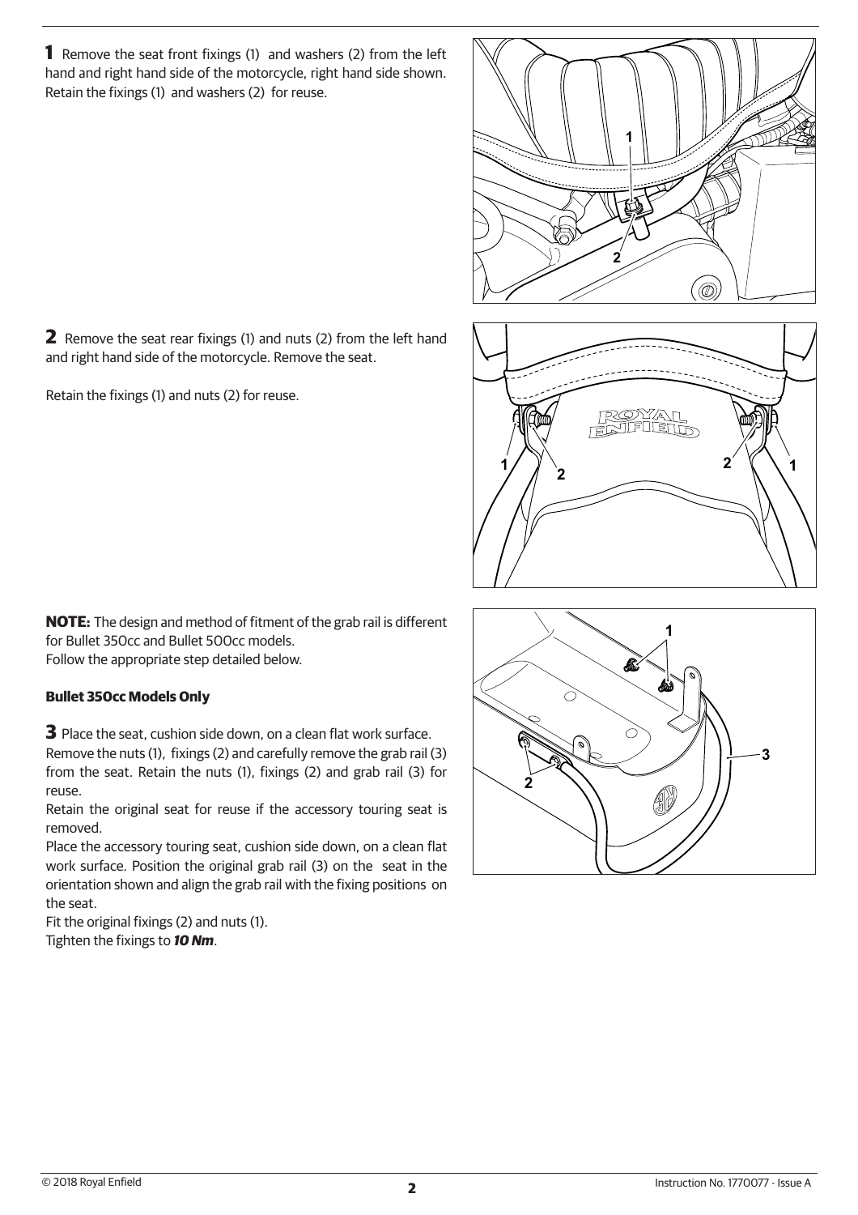**1** Remove the seat front fixings (1) and washers (2) from the left hand and right hand side of the motorcycle, right hand side shown. Retain the fixings (1) and washers (2) for reuse.

**2** Remove the seat rear fixings (1) and nuts (2) from the left hand and right hand side of the motorcycle. Remove the seat.

Retain the fixings (1) and nuts (2) for reuse.

**NOTE:** The design and method of fitment of the grab rail is different for Bullet 350cc and Bullet 500cc models.
Follow the appropriate step detailed below.

**Bullet 350cc Models Only**

**3** Place the seat, cushion side down, on a clean flat work surface.
Remove the nuts (1), fixings (2) and carefully remove the grab rail (3) from the seat. Retain the nuts (1), fixings (2) and grab rail (3) for reuse.
Retain the original seat for reuse if the accessory touring seat is removed.
Place the accessory touring seat, cushion side down, on a clean flat work surface. Position the original grab rail (3) on the seat in the orientation shown and align the grab rail with the fixing positions on the seat.
Fit the original fixings (2) and nuts (1).
Tighten the fixings to ***10 Nm***.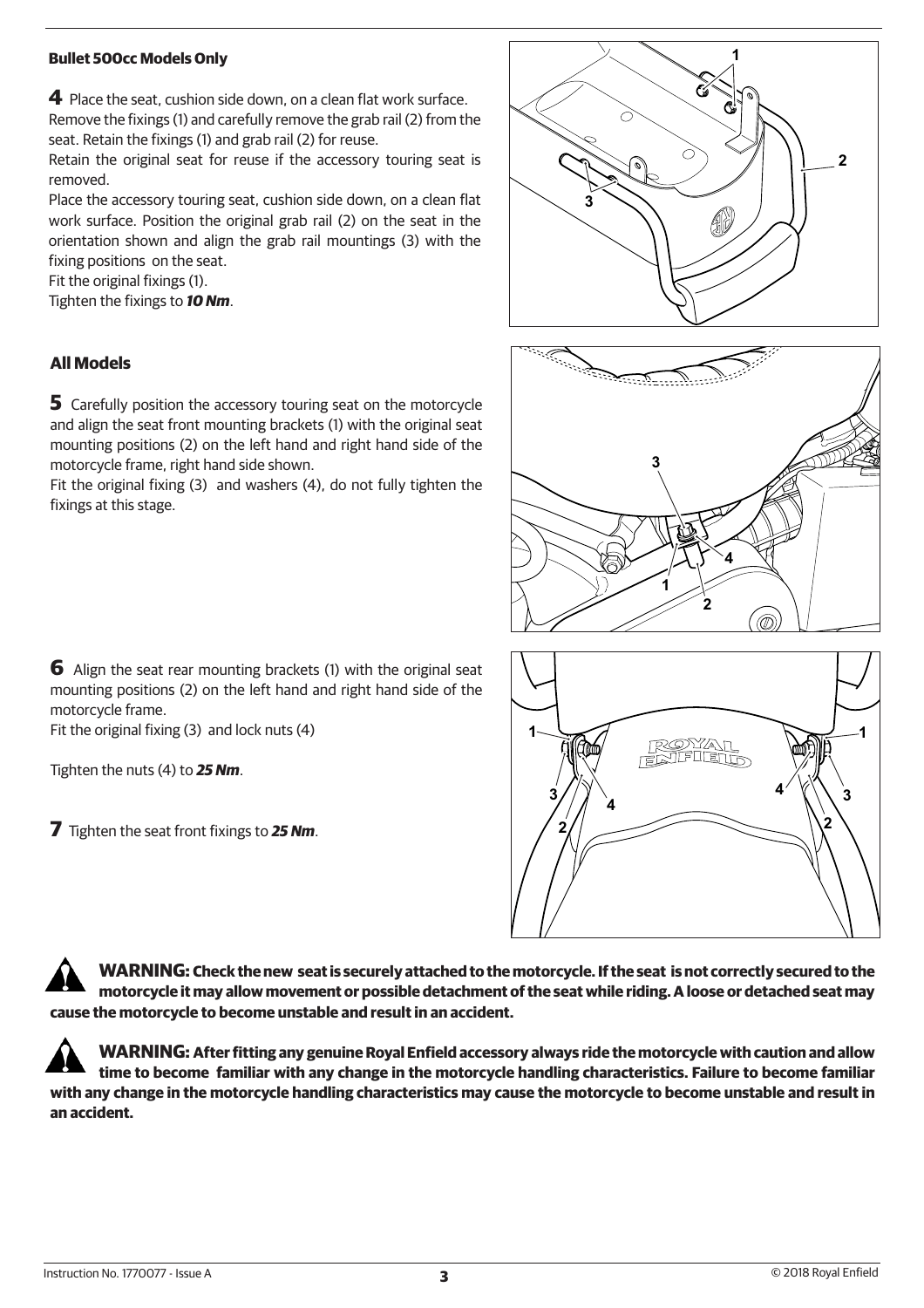### Bullet 500cc Models Only

**4** Place the seat, cushion side down, on a clean flat work surface. Remove the fixings (1) and carefully remove the grab rail (2) from the seat. Retain the fixings (1) and grab rail (2) for reuse.

Retain the original seat for reuse if the accessory touring seat is removed.

Place the accessory touring seat, cushion side down, on a clean flat work surface. Position the original grab rail (2) on the seat in the orientation shown and align the grab rail mountings (3) with the fixing positions on the seat.

Fit the original fixings (1).

Tighten the fixings to ***10 Nm***.

### All Models

**5** Carefully position the accessory touring seat on the motorcycle and align the seat front mounting brackets (1) with the original seat mounting positions (2) on the left hand and right hand side of the motorcycle frame, right hand side shown.

Fit the original fixing (3) and washers (4), do not fully tighten the fixings at this stage.

**6** Align the seat rear mounting brackets (1) with the original seat mounting positions (2) on the left hand and right hand side of the motorcycle frame.

Fit the original fixing (3) and lock nuts (4)

Tighten the nuts (4) to ***25 Nm***.

**7** Tighten the seat front fixings to ***25 Nm***.

**WARNING: Check the new seat is securely attached to the motorcycle. If the seat is not correctly secured to the motorcycle it may allow movement or possible detachment of the seat while riding. A loose or detached seat may cause the motorcycle to become unstable and result in an accident.**

**WARNING: After fitting any genuine Royal Enfield accessory always ride the motorcycle with caution and allow time to become familiar with any change in the motorcycle handling characteristics. Failure to become familiar with any change in the motorcycle handling characteristics may cause the motorcycle to become unstable and result in an accident.**